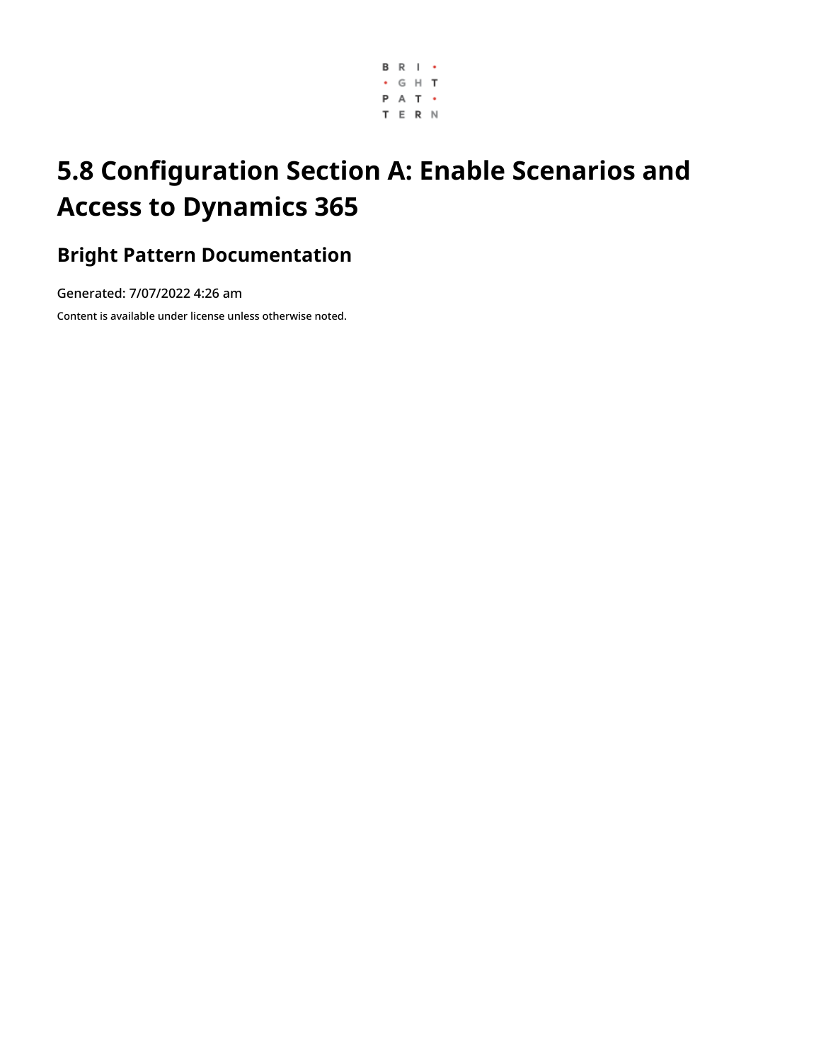# 5.8 Configuration Section A: Enable Scenarios and Access to Dynamics 365

## Bright Pattern Documentation

Generated: 7/07/2022 4:26 am

Content is available under license unless otherwise noted.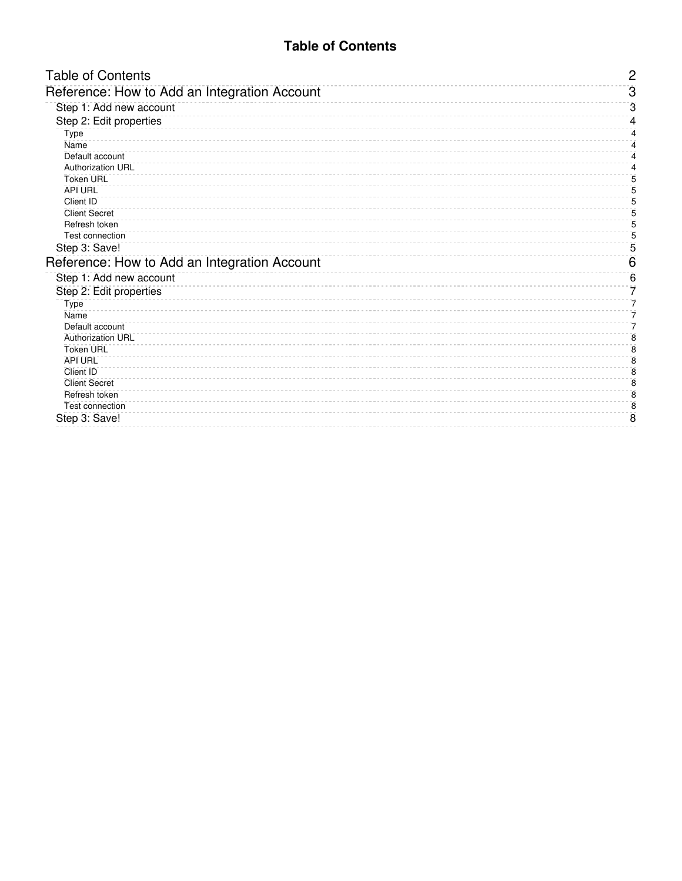# Table of Contents

| | |
|---|---|
| Table of Contents | 2 |
| Reference: How to Add an Integration Account | 3 |
| Step 1: Add new account | 3 |
| Step 2: Edit properties | 4 |
| Type | 4 |
| Name | 4 |
| Default account | 4 |
| Authorization URL | 4 |
| Token URL | 5 |
| API URL | 5 |
| Client ID | 5 |
| Client Secret | 5 |
| Refresh token | 5 |
| Test connection | 5 |
| Step 3: Save! | 5 |
| Reference: How to Add an Integration Account | 6 |
| Step 1: Add new account | 6 |
| Step 2: Edit properties | 7 |
| Type | 7 |
| Name | 7 |
| Default account | 7 |
| Authorization URL | 8 |
| Token URL | 8 |
| API URL | 8 |
| Client ID | 8 |
| Client Secret | 8 |
| Refresh token | 8 |
| Test connection | 8 |
| Step 3: Save! | 8 |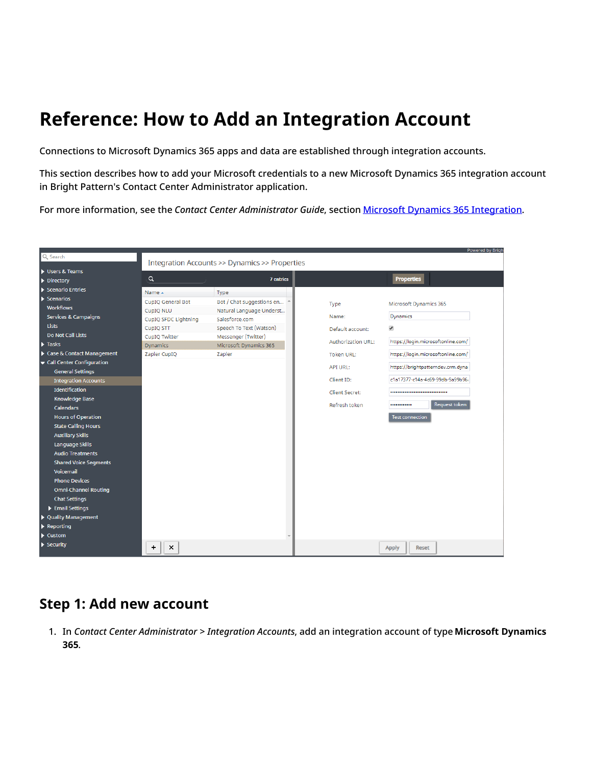# Reference: How to Add an Integration Account

Connections to Microsoft Dynamics 365 apps and data are established through integration accounts.

This section describes how to add your Microsoft credentials to a new Microsoft Dynamics 365 integration account in Bright Pattern's Contact Center Administrator application.

For more information, see the *Contact Center Administrator Guide*, section Microsoft Dynamics 365 Integration.

## Step 1: Add new account

1. In *Contact Center Administrator* > *Integration Accounts*, add an integration account of type **Microsoft Dynamics 365**.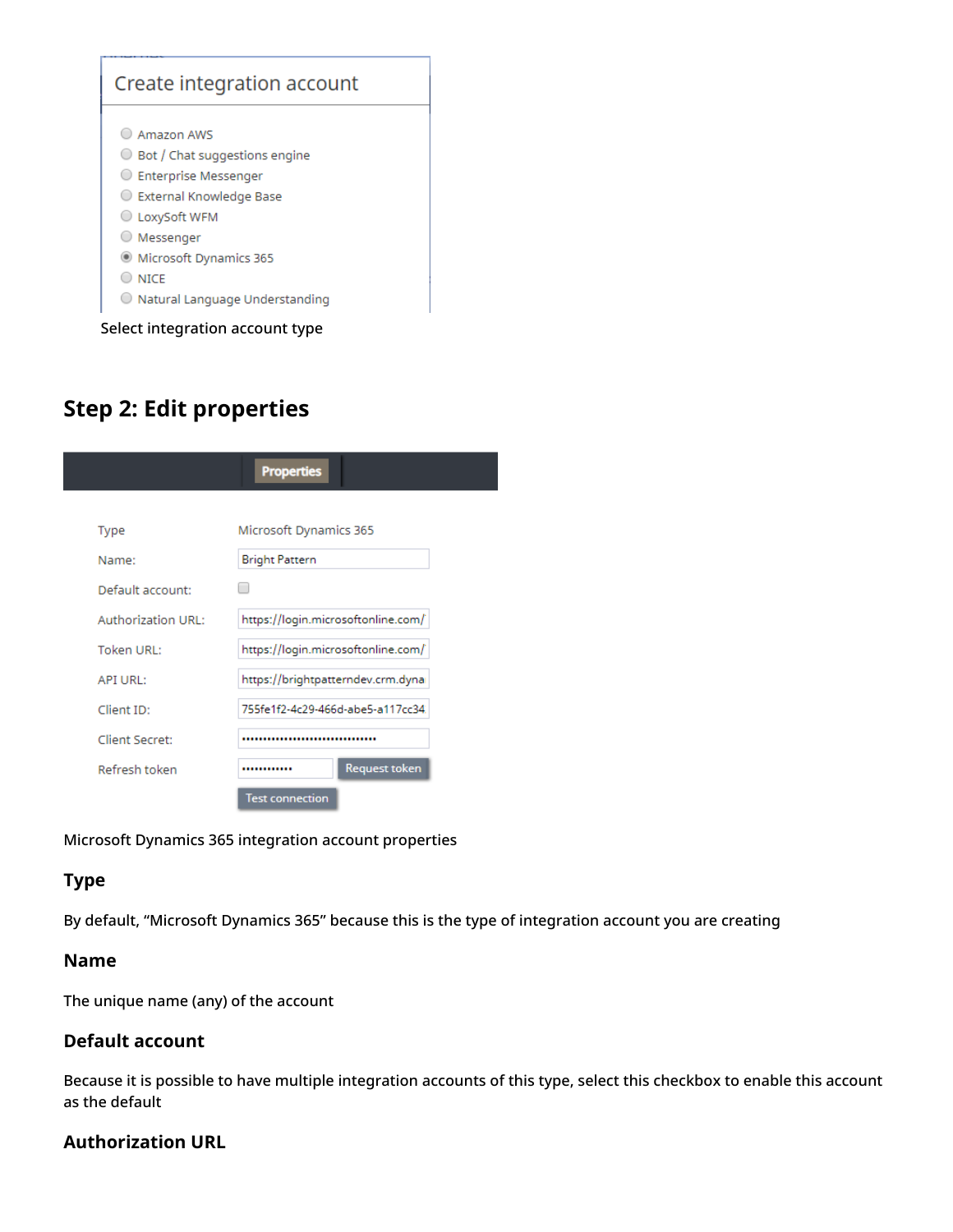Select integration account type

## Step 2: Edit properties

Microsoft Dynamics 365 integration account properties

### Type

By default, “Microsoft Dynamics 365” because this is the type of integration account you are creating

### Name

The unique name (any) of the account

### Default account

Because it is possible to have multiple integration accounts of this type, select this checkbox to enable this account as the default

### Authorization URL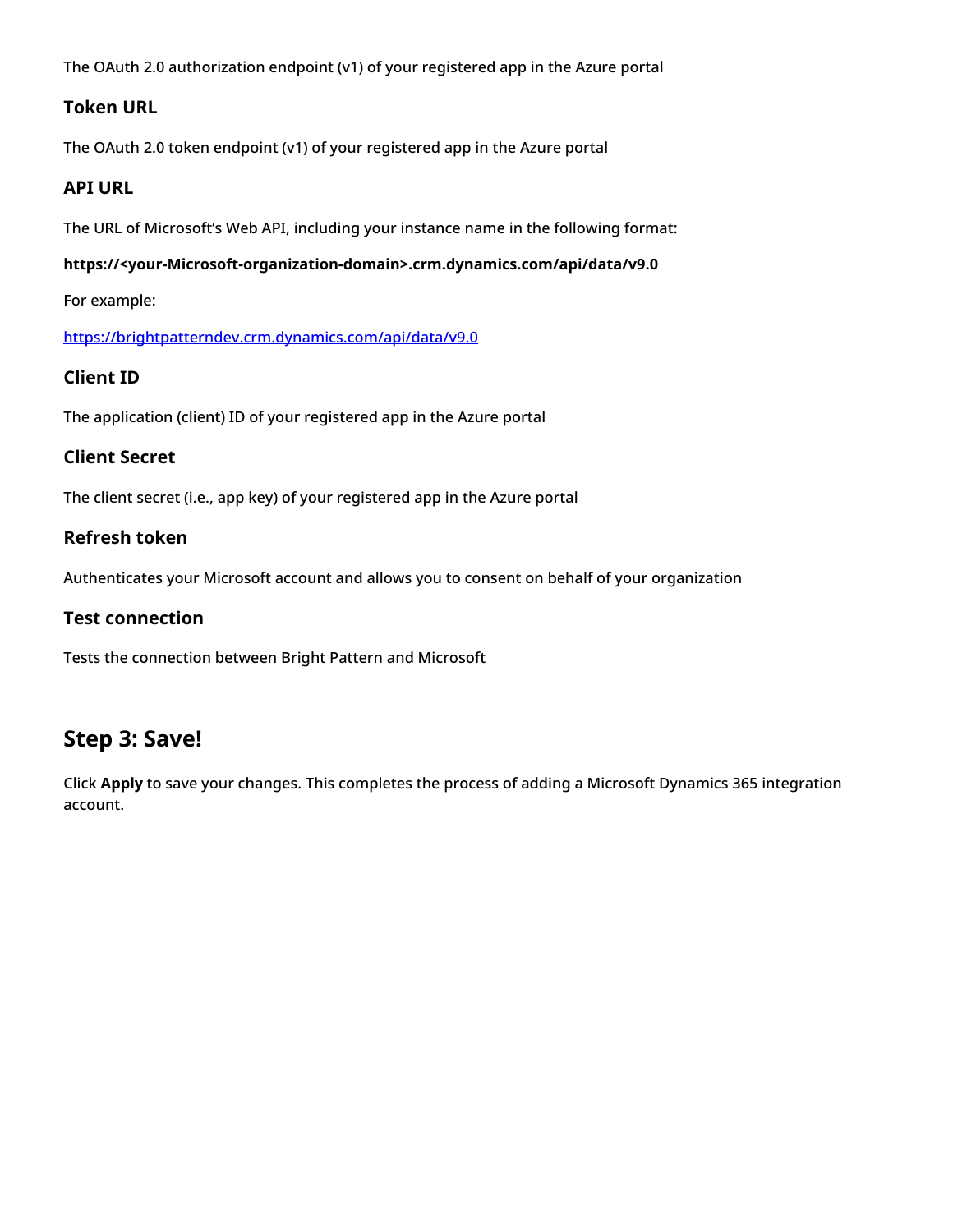The OAuth 2.0 authorization endpoint (v1) of your registered app in the Azure portal

### Token URL

The OAuth 2.0 token endpoint (v1) of your registered app in the Azure portal

### API URL

The URL of Microsoft's Web API, including your instance name in the following format:

**https://<your-Microsoft-organization-domain>.crm.dynamics.com/api/data/v9.0**

For example:

https://brightpatterndev.crm.dynamics.com/api/data/v9.0

### Client ID

The application (client) ID of your registered app in the Azure portal

### Client Secret

The client secret (i.e., app key) of your registered app in the Azure portal

### Refresh token

Authenticates your Microsoft account and allows you to consent on behalf of your organization

### Test connection

Tests the connection between Bright Pattern and Microsoft

## Step 3: Save!

Click **Apply** to save your changes. This completes the process of adding a Microsoft Dynamics 365 integration account.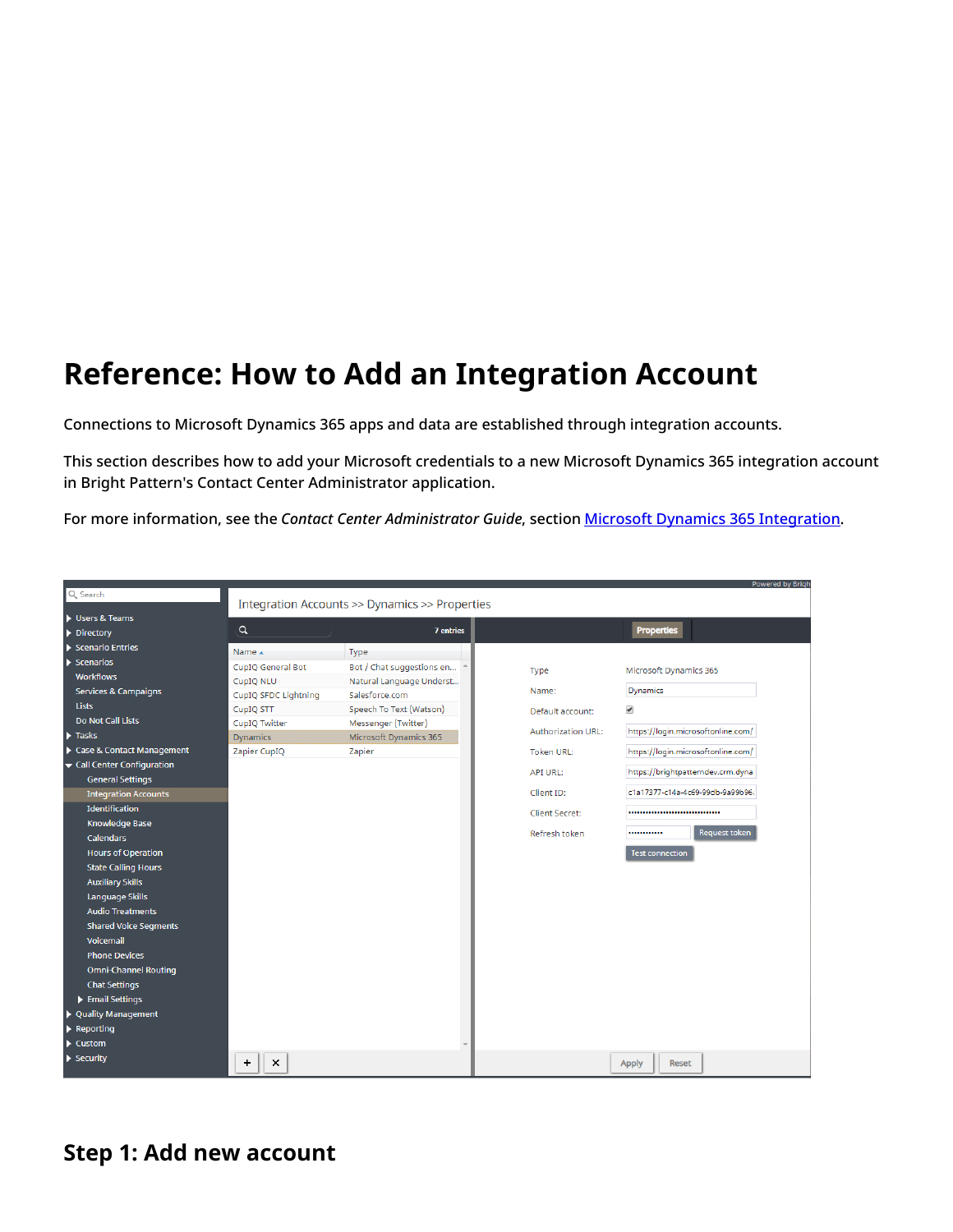# Reference: How to Add an Integration Account

Connections to Microsoft Dynamics 365 apps and data are established through integration accounts.

This section describes how to add your Microsoft credentials to a new Microsoft Dynamics 365 integration account in Bright Pattern's Contact Center Administrator application.

For more information, see the *Contact Center Administrator Guide*, section Microsoft Dynamics 365 Integration.

## Step 1: Add new account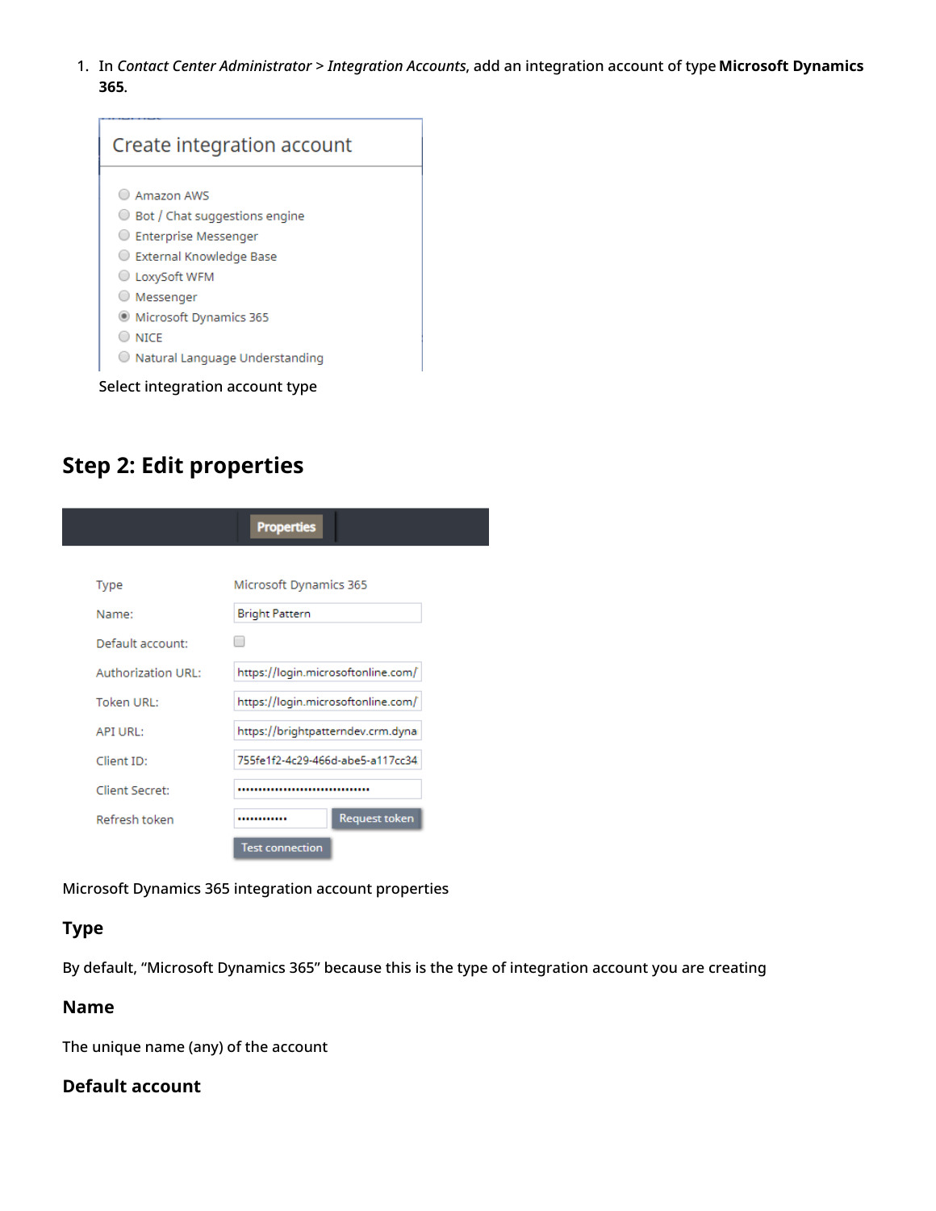1. In *Contact Center Administrator* > *Integration Accounts*, add an integration account of type **Microsoft Dynamics 365**.

Select integration account type

## Step 2: Edit properties

Microsoft Dynamics 365 integration account properties

### Type

By default, "Microsoft Dynamics 365" because this is the type of integration account you are creating

### Name

The unique name (any) of the account

### Default account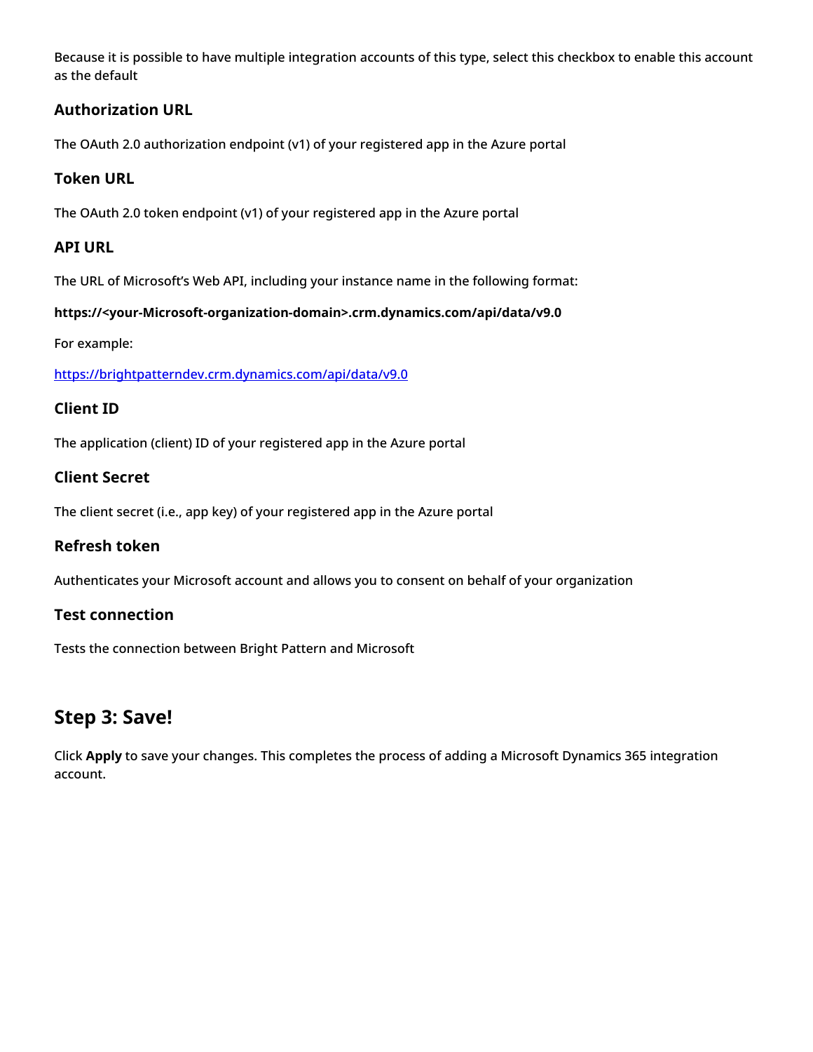Because it is possible to have multiple integration accounts of this type, select this checkbox to enable this account as the default

### Authorization URL

The OAuth 2.0 authorization endpoint (v1) of your registered app in the Azure portal

### Token URL

The OAuth 2.0 token endpoint (v1) of your registered app in the Azure portal

### API URL

The URL of Microsoft’s Web API, including your instance name in the following format:

**https://<your-Microsoft-organization-domain>.crm.dynamics.com/api/data/v9.0**

For example:

https://brightpatterndev.crm.dynamics.com/api/data/v9.0

### Client ID

The application (client) ID of your registered app in the Azure portal

### Client Secret

The client secret (i.e., app key) of your registered app in the Azure portal

### Refresh token

Authenticates your Microsoft account and allows you to consent on behalf of your organization

### Test connection

Tests the connection between Bright Pattern and Microsoft

## Step 3: Save!

Click **Apply** to save your changes. This completes the process of adding a Microsoft Dynamics 365 integration account.